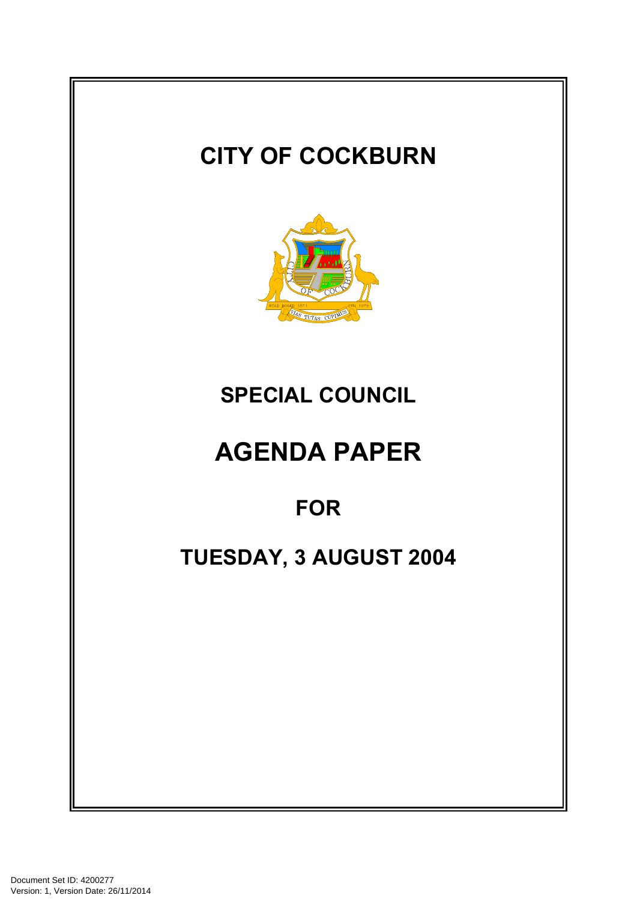# CITY OF COCKBURN

## SPECIAL COUNCIL

# AGENDA PAPER

## FOR

## TUESDAY, 3 AUGUST 2004

Document Set ID: 4200277
Version: 1, Version Date: 26/11/2014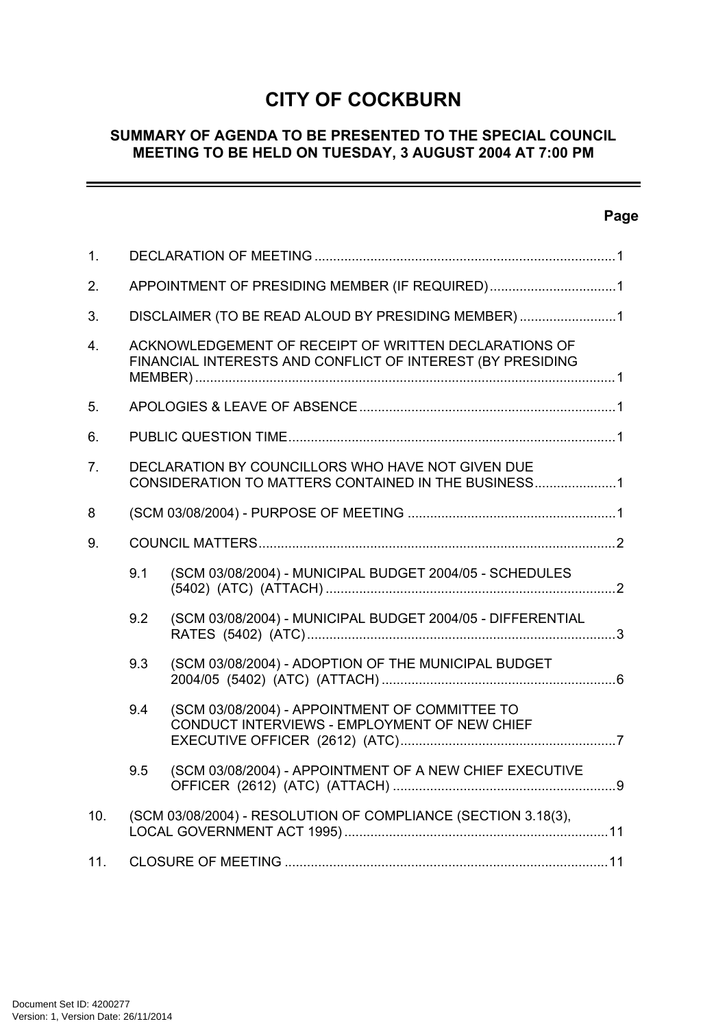# CITY OF COCKBURN

## SUMMARY OF AGENDA TO BE PRESENTED TO THE SPECIAL COUNCIL MEETING TO BE HELD ON TUESDAY, 3 AUGUST 2004 AT 7:00 PM

**Page**

1. DECLARATION OF MEETING ....................................................................................1
2. APPOINTMENT OF PRESIDING MEMBER (IF REQUIRED)..................................1
3. DISCLAIMER (TO BE READ ALOUD BY PRESIDING MEMBER) ..........................1
4. ACKNOWLEDGEMENT OF RECEIPT OF WRITTEN DECLARATIONS OF FINANCIAL INTERESTS AND CONFLICT OF INTEREST (BY PRESIDING MEMBER) ...................................................................................................................1
5. APOLOGIES & LEAVE OF ABSENCE ....................................................................1
6. PUBLIC QUESTION TIME.........................................................................................1
7. DECLARATION BY COUNCILLORS WHO HAVE NOT GIVEN DUE CONSIDERATION TO MATTERS CONTAINED IN THE BUSINESS......................1
8 (SCM 03/08/2004) - PURPOSE OF MEETING ........................................................1
9. COUNCIL MATTERS.................................................................................................2
   - 9.1 (SCM 03/08/2004) - MUNICIPAL BUDGET 2004/05 - SCHEDULES (5402) (ATC) (ATTACH) ..............................................................................2
   - 9.2 (SCM 03/08/2004) - MUNICIPAL BUDGET 2004/05 - DIFFERENTIAL RATES (5402) (ATC)...................................................................................3
   - 9.3 (SCM 03/08/2004) - ADOPTION OF THE MUNICIPAL BUDGET 2004/05 (5402) (ATC) (ATTACH) ..............................................................6
   - 9.4 (SCM 03/08/2004) - APPOINTMENT OF COMMITTEE TO CONDUCT INTERVIEWS - EMPLOYMENT OF NEW CHIEF EXECUTIVE OFFICER (2612) (ATC)..........................................................7
   - 9.5 (SCM 03/08/2004) - APPOINTMENT OF A NEW CHIEF EXECUTIVE OFFICER (2612) (ATC) (ATTACH) ............................................................9
10. (SCM 03/08/2004) - RESOLUTION OF COMPLIANCE (SECTION 3.18(3), LOCAL GOVERNMENT ACT 1995).......................................................................11
11. CLOSURE OF MEETING .......................................................................................11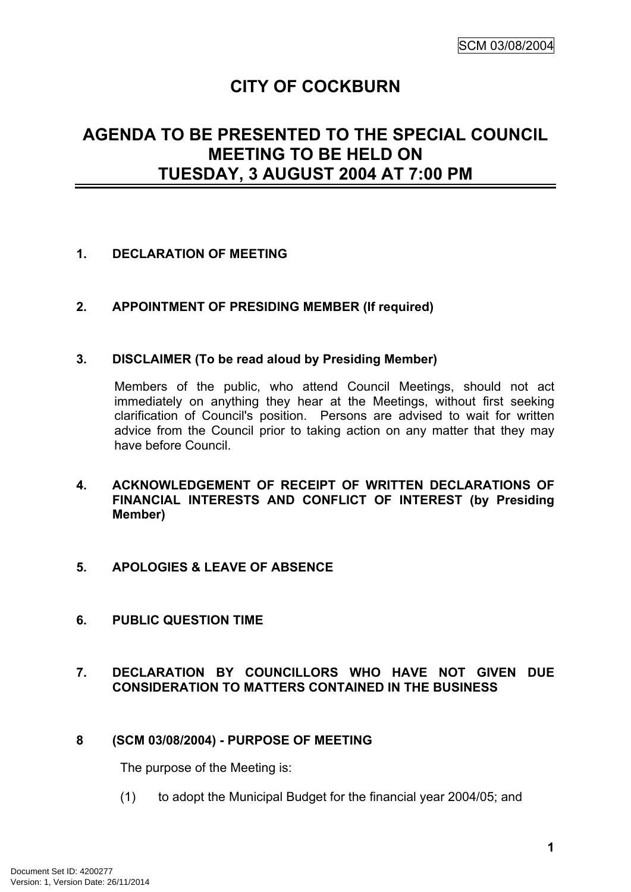# CITY OF COCKBURN

## AGENDA TO BE PRESENTED TO THE SPECIAL COUNCIL MEETING TO BE HELD ON TUESDAY, 3 AUGUST 2004 AT 7:00 PM

### 1. DECLARATION OF MEETING

### 2. APPOINTMENT OF PRESIDING MEMBER (If required)

### 3. DISCLAIMER (To be read aloud by Presiding Member)

Members of the public, who attend Council Meetings, should not act immediately on anything they hear at the Meetings, without first seeking clarification of Council's position. Persons are advised to wait for written advice from the Council prior to taking action on any matter that they may have before Council.

### 4. ACKNOWLEDGEMENT OF RECEIPT OF WRITTEN DECLARATIONS OF FINANCIAL INTERESTS AND CONFLICT OF INTEREST (by Presiding Member)

### 5. APOLOGIES & LEAVE OF ABSENCE

### 6. PUBLIC QUESTION TIME

### 7. DECLARATION BY COUNCILLORS WHO HAVE NOT GIVEN DUE CONSIDERATION TO MATTERS CONTAINED IN THE BUSINESS

### 8 (SCM 03/08/2004) - PURPOSE OF MEETING

The purpose of the Meeting is:

(1) to adopt the Municipal Budget for the financial year 2004/05; and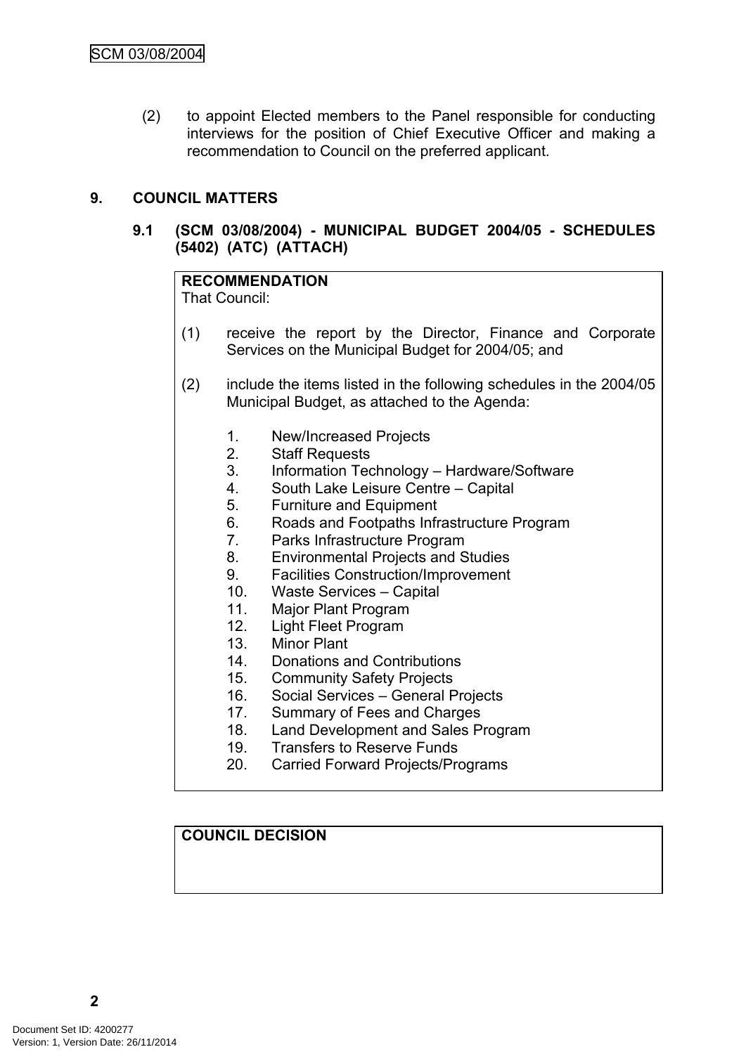(2) to appoint Elected members to the Panel responsible for conducting interviews for the position of Chief Executive Officer and making a recommendation to Council on the preferred applicant.

## 9. COUNCIL MATTERS

### 9.1 (SCM 03/08/2004) - MUNICIPAL BUDGET 2004/05 - SCHEDULES (5402) (ATC) (ATTACH)

**RECOMMENDATION**

That Council:

(1) receive the report by the Director, Finance and Corporate Services on the Municipal Budget for 2004/05; and

(2) include the items listed in the following schedules in the 2004/05 Municipal Budget, as attached to the Agenda:

1. New/Increased Projects
2. Staff Requests
3. Information Technology – Hardware/Software
4. South Lake Leisure Centre – Capital
5. Furniture and Equipment
6. Roads and Footpaths Infrastructure Program
7. Parks Infrastructure Program
8. Environmental Projects and Studies
9. Facilities Construction/Improvement
10. Waste Services – Capital
11. Major Plant Program
12. Light Fleet Program
13. Minor Plant
14. Donations and Contributions
15. Community Safety Projects
16. Social Services – General Projects
17. Summary of Fees and Charges
18. Land Development and Sales Program
19. Transfers to Reserve Funds
20. Carried Forward Projects/Programs

**COUNCIL DECISION**

Document Set ID: 4200277
Version: 1, Version Date: 26/11/2014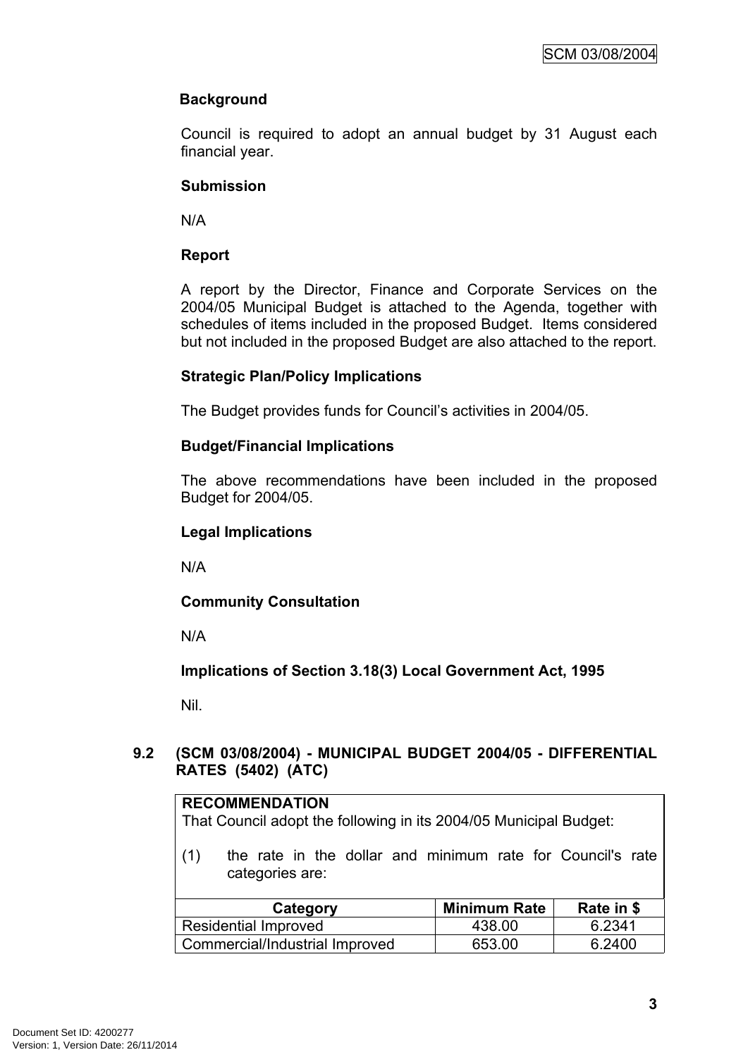**Background**

Council is required to adopt an annual budget by 31 August each financial year.

**Submission**

N/A

**Report**

A report by the Director, Finance and Corporate Services on the 2004/05 Municipal Budget is attached to the Agenda, together with schedules of items included in the proposed Budget. Items considered but not included in the proposed Budget are also attached to the report.

**Strategic Plan/Policy Implications**

The Budget provides funds for Council's activities in 2004/05.

**Budget/Financial Implications**

The above recommendations have been included in the proposed Budget for 2004/05.

**Legal Implications**

N/A

**Community Consultation**

N/A

**Implications of Section 3.18(3) Local Government Act, 1995**

Nil.

## 9.2 (SCM 03/08/2004) - MUNICIPAL BUDGET 2004/05 - DIFFERENTIAL RATES (5402) (ATC)

**RECOMMENDATION**

That Council adopt the following in its 2004/05 Municipal Budget:

(1) the rate in the dollar and minimum rate for Council's rate categories are:

| Category | Minimum Rate | Rate in $ |
|---|---|---|
| Residential Improved | 438.00 | 6.2341 |
| Commercial/Industrial Improved | 653.00 | 6.2400 |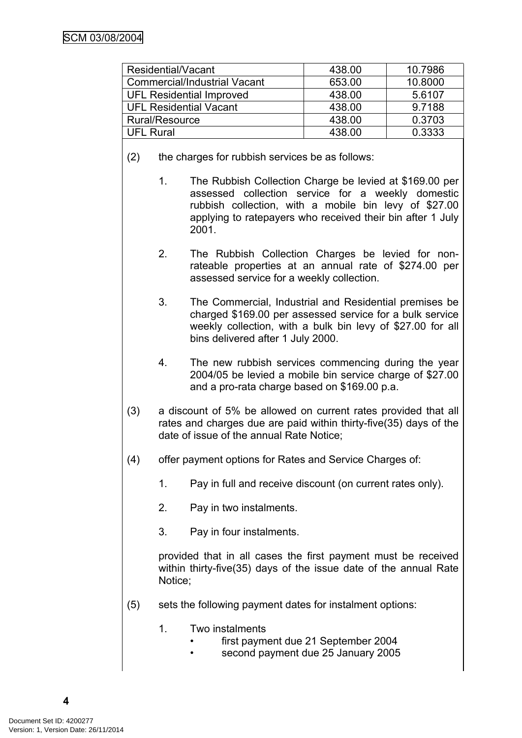| | | |
|---|---|---|
| Residential/Vacant | 438.00 | 10.7986 |
| Commercial/Industrial Vacant | 653.00 | 10.8000 |
| UFL Residential Improved | 438.00 | 5.6107 |
| UFL Residential Vacant | 438.00 | 9.7188 |
| Rural/Resource | 438.00 | 0.3703 |
| UFL Rural | 438.00 | 0.3333 |

(2) the charges for rubbish services be as follows:

1. The Rubbish Collection Charge be levied at $169.00 per assessed collection service for a weekly domestic rubbish collection, with a mobile bin levy of $27.00 applying to ratepayers who received their bin after 1 July 2001.

2. The Rubbish Collection Charges be levied for non-rateable properties at an annual rate of $274.00 per assessed service for a weekly collection.

3. The Commercial, Industrial and Residential premises be charged $169.00 per assessed service for a bulk service weekly collection, with a bulk bin levy of $27.00 for all bins delivered after 1 July 2000.

4. The new rubbish services commencing during the year 2004/05 be levied a mobile bin service charge of $27.00 and a pro-rata charge based on $169.00 p.a.

(3) a discount of 5% be allowed on current rates provided that all rates and charges due are paid within thirty-five(35) days of the date of issue of the annual Rate Notice;

(4) offer payment options for Rates and Service Charges of:

1. Pay in full and receive discount (on current rates only).

2. Pay in two instalments.

3. Pay in four instalments.

provided that in all cases the first payment must be received within thirty-five(35) days of the issue date of the annual Rate Notice;

(5) sets the following payment dates for instalment options:

1. Two instalments
   - first payment due 21 September 2004
   - second payment due 25 January 2005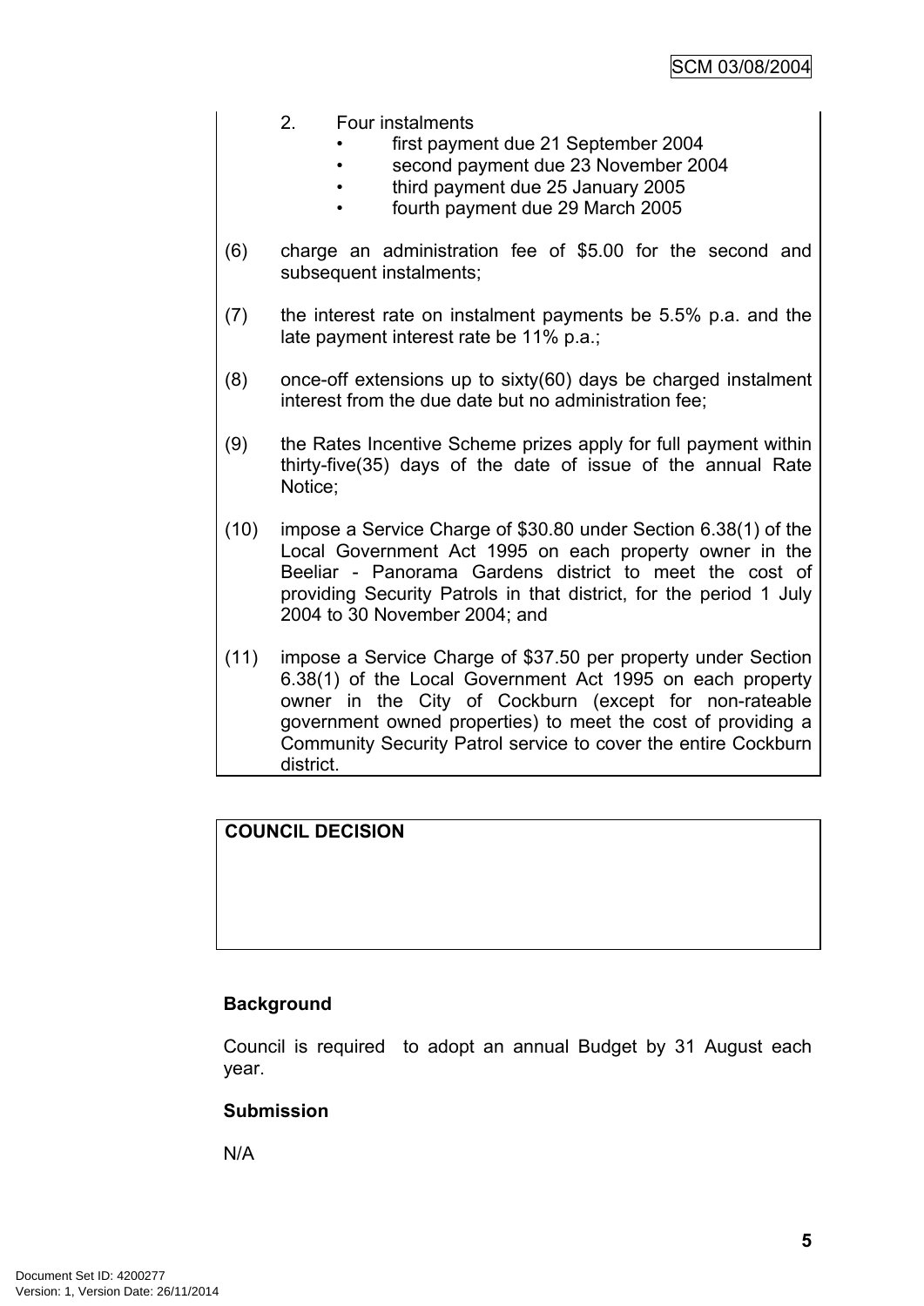2. Four instalments
    - first payment due 21 September 2004
    - second payment due 23 November 2004
    - third payment due 25 January 2005
    - fourth payment due 29 March 2005

(6) charge an administration fee of $5.00 for the second and subsequent instalments;

(7) the interest rate on instalment payments be 5.5% p.a. and the late payment interest rate be 11% p.a.;

(8) once-off extensions up to sixty(60) days be charged instalment interest from the due date but no administration fee;

(9) the Rates Incentive Scheme prizes apply for full payment within thirty-five(35) days of the date of issue of the annual Rate Notice;

(10) impose a Service Charge of $30.80 under Section 6.38(1) of the Local Government Act 1995 on each property owner in the Beeliar - Panorama Gardens district to meet the cost of providing Security Patrols in that district, for the period 1 July 2004 to 30 November 2004; and

(11) impose a Service Charge of $37.50 per property under Section 6.38(1) of the Local Government Act 1995 on each property owner in the City of Cockburn (except for non-rateable government owned properties) to meet the cost of providing a Community Security Patrol service to cover the entire Cockburn district.

**COUNCIL DECISION**

**Background**

Council is required to adopt an annual Budget by 31 August each year.

**Submission**

N/A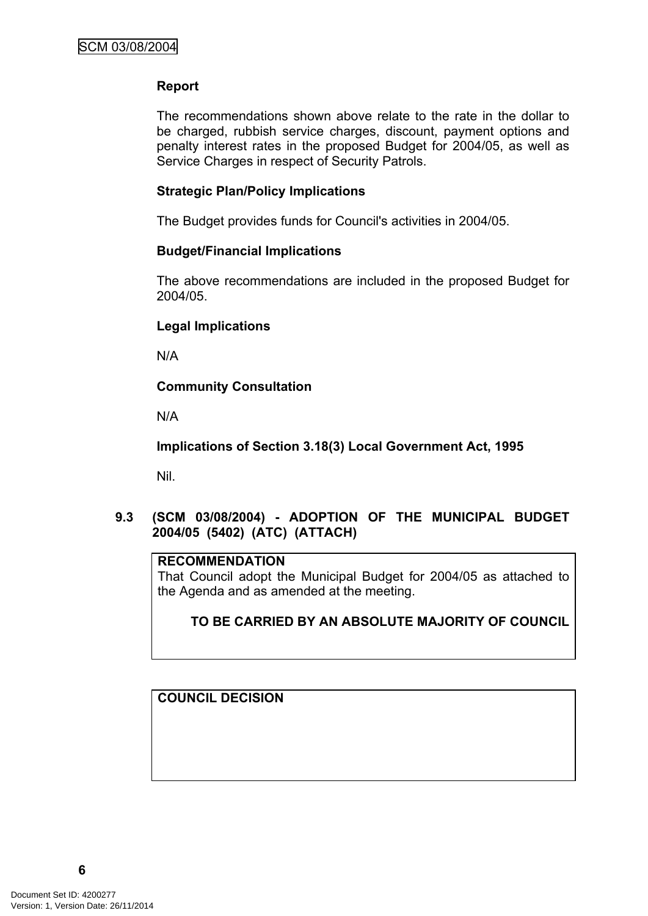**Report**

The recommendations shown above relate to the rate in the dollar to be charged, rubbish service charges, discount, payment options and penalty interest rates in the proposed Budget for 2004/05, as well as Service Charges in respect of Security Patrols.

**Strategic Plan/Policy Implications**

The Budget provides funds for Council's activities in 2004/05.

**Budget/Financial Implications**

The above recommendations are included in the proposed Budget for 2004/05.

**Legal Implications**

N/A

**Community Consultation**

N/A

**Implications of Section 3.18(3) Local Government Act, 1995**

Nil.

### 9.3 (SCM 03/08/2004) - ADOPTION OF THE MUNICIPAL BUDGET 2004/05 (5402) (ATC) (ATTACH)

**RECOMMENDATION**

That Council adopt the Municipal Budget for 2004/05 as attached to the Agenda and as amended at the meeting.

**TO BE CARRIED BY AN ABSOLUTE MAJORITY OF COUNCIL**

**COUNCIL DECISION**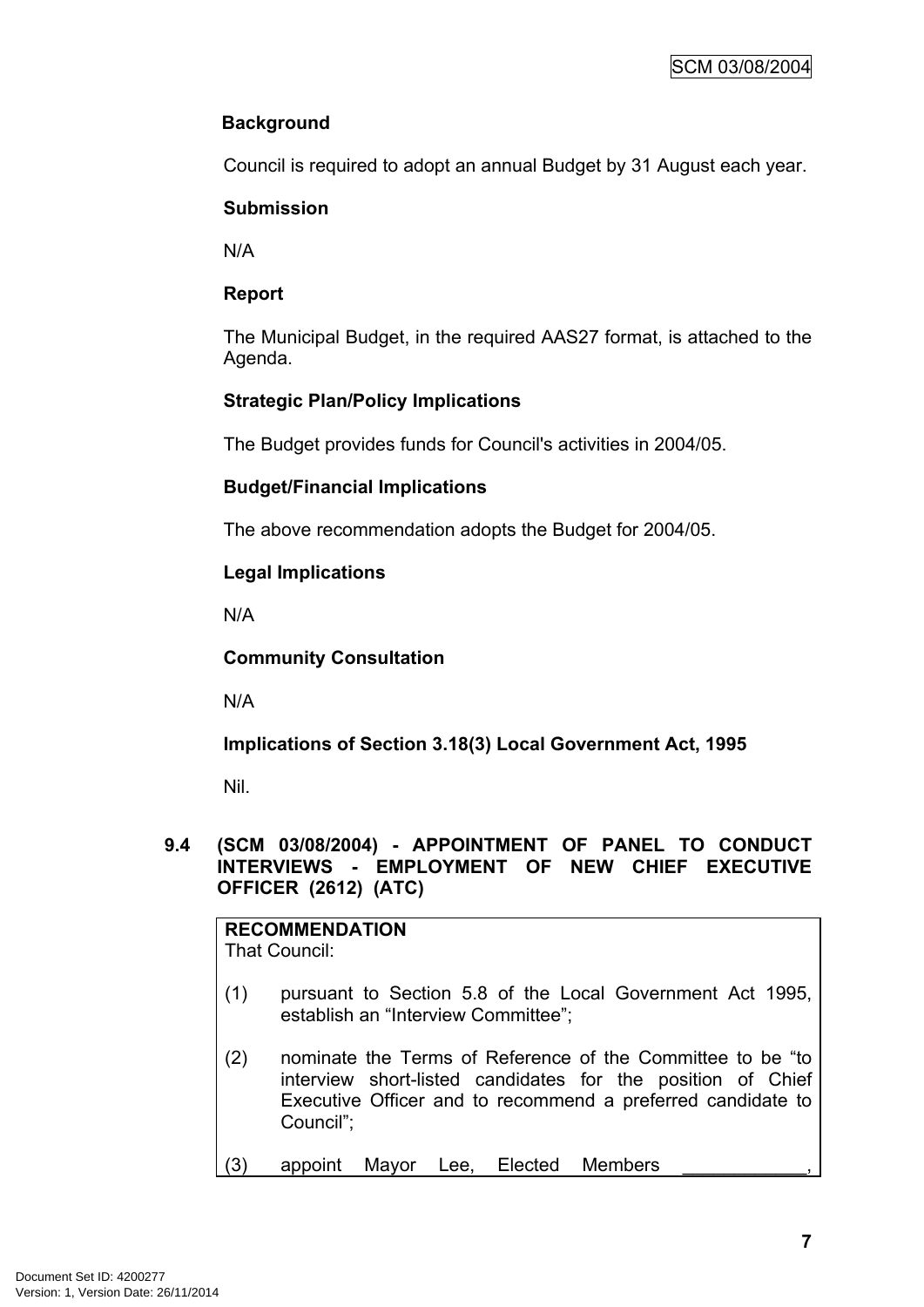**Background**

Council is required to adopt an annual Budget by 31 August each year.

**Submission**

N/A

**Report**

The Municipal Budget, in the required AAS27 format, is attached to the Agenda.

**Strategic Plan/Policy Implications**

The Budget provides funds for Council's activities in 2004/05.

**Budget/Financial Implications**

The above recommendation adopts the Budget for 2004/05.

**Legal Implications**

N/A

**Community Consultation**

N/A

**Implications of Section 3.18(3) Local Government Act, 1995**

Nil.

## 9.4 (SCM 03/08/2004) - APPOINTMENT OF PANEL TO CONDUCT INTERVIEWS - EMPLOYMENT OF NEW CHIEF EXECUTIVE OFFICER (2612) (ATC)

**RECOMMENDATION**

That Council:

(1) pursuant to Section 5.8 of the Local Government Act 1995, establish an "Interview Committee";

(2) nominate the Terms of Reference of the Committee to be "to interview short-listed candidates for the position of Chief Executive Officer and to recommend a preferred candidate to Council";

(3) appoint Mayor Lee, Elected Members ____________,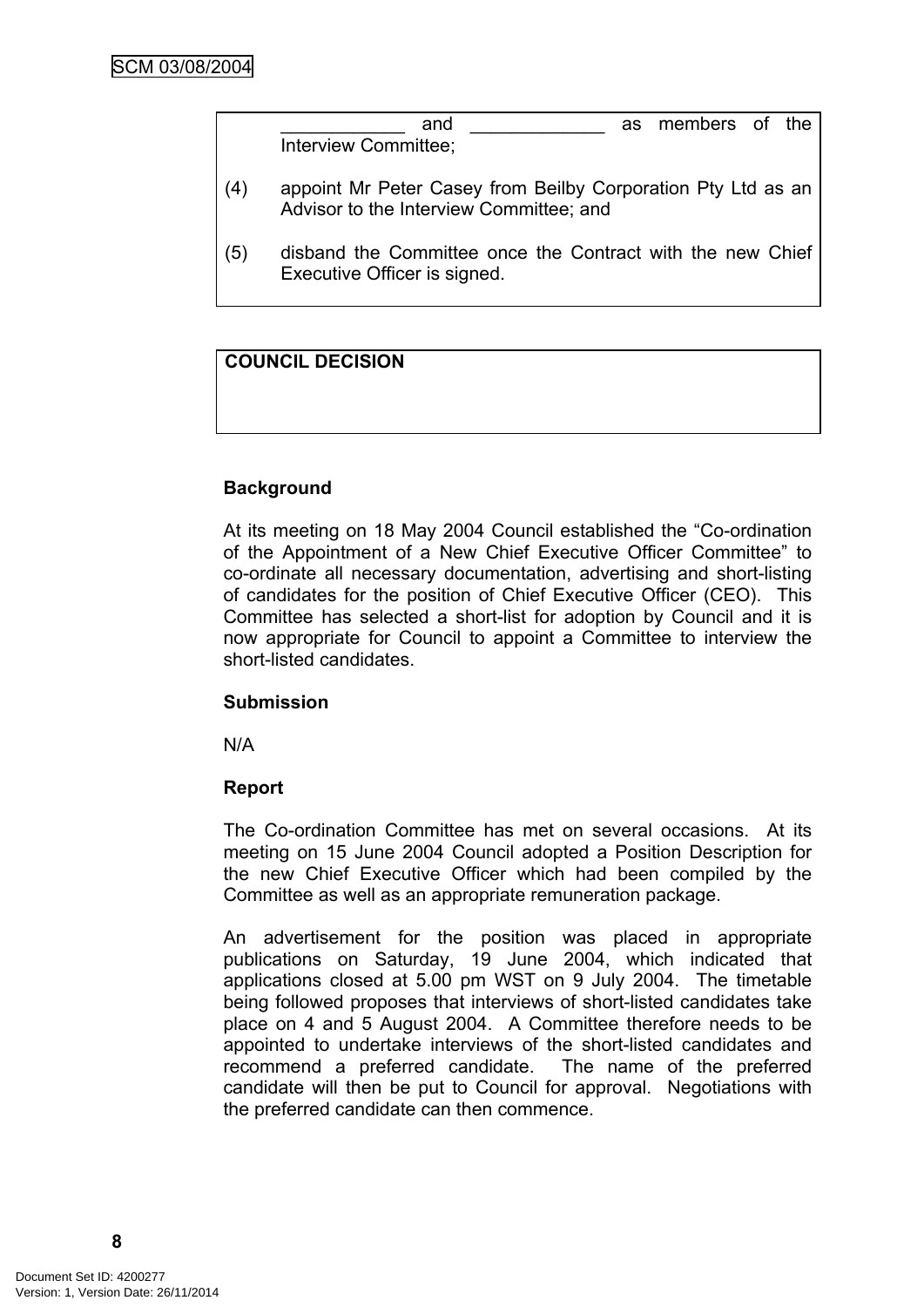____________ and _____________ as members of the Interview Committee;

(4) appoint Mr Peter Casey from Beilby Corporation Pty Ltd as an Advisor to the Interview Committee; and

(5) disband the Committee once the Contract with the new Chief Executive Officer is signed.

**COUNCIL DECISION**

**Background**

At its meeting on 18 May 2004 Council established the "Co-ordination of the Appointment of a New Chief Executive Officer Committee" to co-ordinate all necessary documentation, advertising and short-listing of candidates for the position of Chief Executive Officer (CEO). This Committee has selected a short-list for adoption by Council and it is now appropriate for Council to appoint a Committee to interview the short-listed candidates.

**Submission**

N/A

**Report**

The Co-ordination Committee has met on several occasions. At its meeting on 15 June 2004 Council adopted a Position Description for the new Chief Executive Officer which had been compiled by the Committee as well as an appropriate remuneration package.

An advertisement for the position was placed in appropriate publications on Saturday, 19 June 2004, which indicated that applications closed at 5.00 pm WST on 9 July 2004. The timetable being followed proposes that interviews of short-listed candidates take place on 4 and 5 August 2004. A Committee therefore needs to be appointed to undertake interviews of the short-listed candidates and recommend a preferred candidate. The name of the preferred candidate will then be put to Council for approval. Negotiations with the preferred candidate can then commence.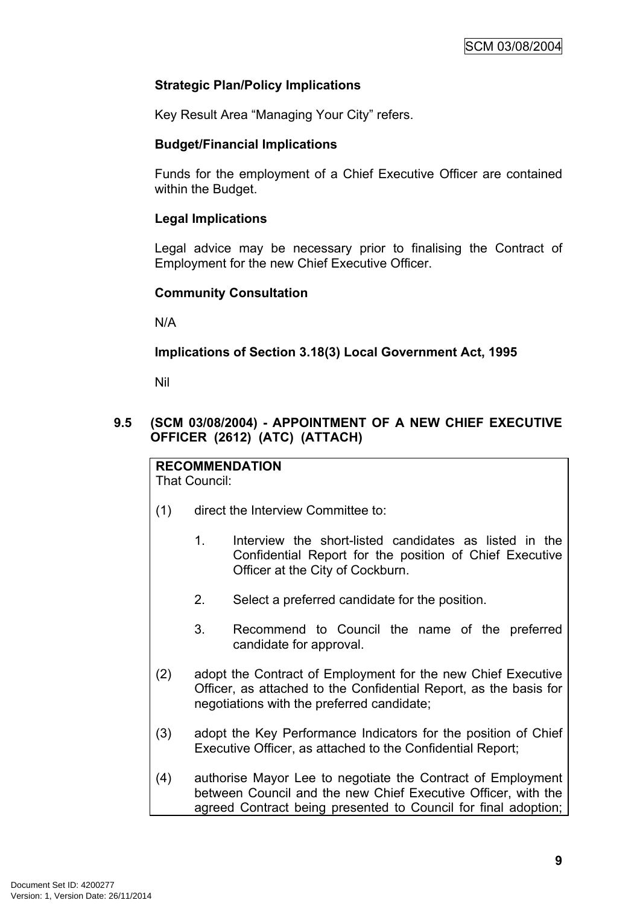**Strategic Plan/Policy Implications**

Key Result Area "Managing Your City" refers.

**Budget/Financial Implications**

Funds for the employment of a Chief Executive Officer are contained within the Budget.

**Legal Implications**

Legal advice may be necessary prior to finalising the Contract of Employment for the new Chief Executive Officer.

**Community Consultation**

N/A

**Implications of Section 3.18(3) Local Government Act, 1995**

Nil

### 9.5 (SCM 03/08/2004) - APPOINTMENT OF A NEW CHIEF EXECUTIVE OFFICER (2612) (ATC) (ATTACH)

**RECOMMENDATION**
That Council:

(1) direct the Interview Committee to:

1. Interview the short-listed candidates as listed in the Confidential Report for the position of Chief Executive Officer at the City of Cockburn.

2. Select a preferred candidate for the position.

3. Recommend to Council the name of the preferred candidate for approval.

(2) adopt the Contract of Employment for the new Chief Executive Officer, as attached to the Confidential Report, as the basis for negotiations with the preferred candidate;

(3) adopt the Key Performance Indicators for the position of Chief Executive Officer, as attached to the Confidential Report;

(4) authorise Mayor Lee to negotiate the Contract of Employment between Council and the new Chief Executive Officer, with the agreed Contract being presented to Council for final adoption;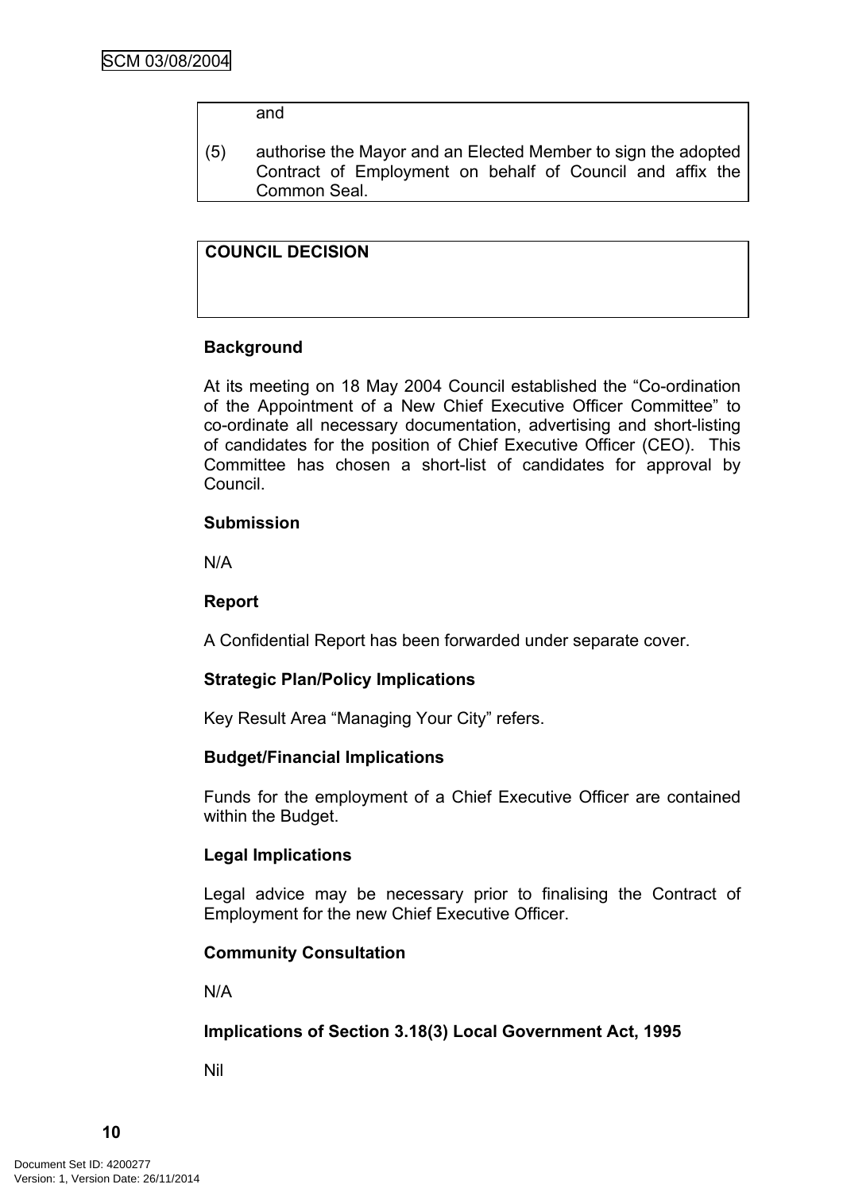and

(5) authorise the Mayor and an Elected Member to sign the adopted Contract of Employment on behalf of Council and affix the Common Seal.

**COUNCIL DECISION**

**Background**

At its meeting on 18 May 2004 Council established the “Co-ordination of the Appointment of a New Chief Executive Officer Committee” to co-ordinate all necessary documentation, advertising and short-listing of candidates for the position of Chief Executive Officer (CEO). This Committee has chosen a short-list of candidates for approval by Council.

**Submission**

N/A

**Report**

A Confidential Report has been forwarded under separate cover.

**Strategic Plan/Policy Implications**

Key Result Area “Managing Your City” refers.

**Budget/Financial Implications**

Funds for the employment of a Chief Executive Officer are contained within the Budget.

**Legal Implications**

Legal advice may be necessary prior to finalising the Contract of Employment for the new Chief Executive Officer.

**Community Consultation**

N/A

**Implications of Section 3.18(3) Local Government Act, 1995**

Nil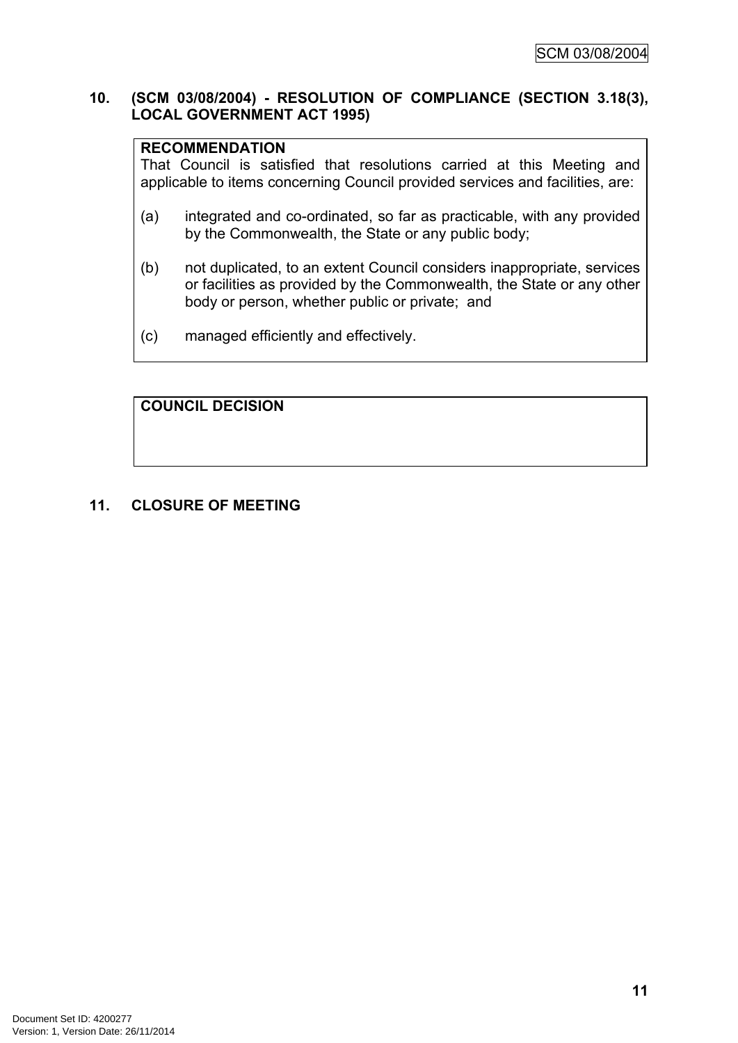## 10. (SCM 03/08/2004) - RESOLUTION OF COMPLIANCE (SECTION 3.18(3), LOCAL GOVERNMENT ACT 1995)

**RECOMMENDATION**

That Council is satisfied that resolutions carried at this Meeting and applicable to items concerning Council provided services and facilities, are:

(a) integrated and co-ordinated, so far as practicable, with any provided by the Commonwealth, the State or any public body;

(b) not duplicated, to an extent Council considers inappropriate, services or facilities as provided by the Commonwealth, the State or any other body or person, whether public or private; and

(c) managed efficiently and effectively.

**COUNCIL DECISION**

## 11. CLOSURE OF MEETING

Document Set ID: 4200277
Version: 1, Version Date: 26/11/2014